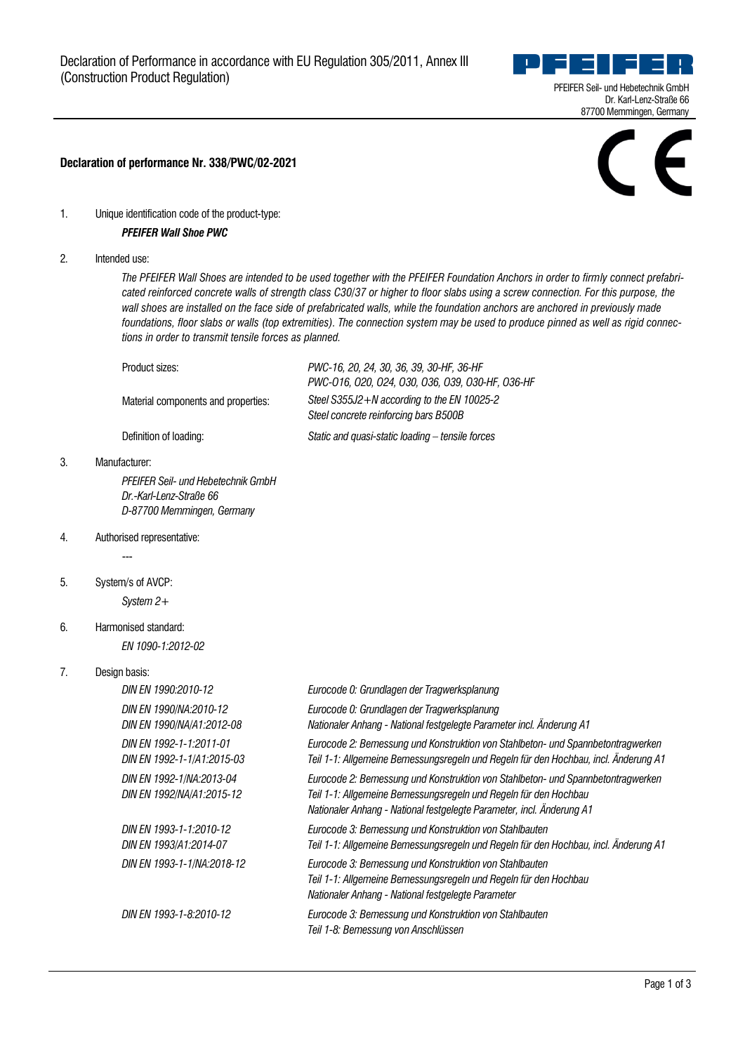Declaration of Performance in accordance with EU Regulation 305/2011, Annex III (Construction Product Regulation)

PFEIFER Seil- und Hebetechnik GmbH
Dr. Karl-Lenz-Straße 66
87700 Memmingen, Germany

**Declaration of performance Nr. 338/PWC/02-2021**

1. Unique identification code of the product-type:

   ***PFEIFER Wall Shoe PWC***

2. Intended use:

   *The PFEIFER Wall Shoes are intended to be used together with the PFEIFER Foundation Anchors in order to firmly connect prefabricated reinforced concrete walls of strength class C30/37 or higher to floor slabs using a screw connection. For this purpose, the wall shoes are installed on the face side of prefabricated walls, while the foundation anchors are anchored in previously made foundations, floor slabs or walls (top extremities). The connection system may be used to produce pinned as well as rigid connections in order to transmit tensile forces as planned.*

   | | |
   |---|---|
   | Product sizes: | *PWC-16, 20, 24, 30, 36, 39, 30-HF, 36-HF*<br>*PWC-O16, O20, O24, O30, O36, O39, O30-HF, O36-HF* |
   | Material components and properties: | *Steel S355J2+N according to the EN 10025-2*<br>*Steel concrete reinforcing bars B500B* |
   | Definition of loading: | *Static and quasi-static loading – tensile forces* |

3. Manufacturer:

   *PFEIFER Seil- und Hebetechnik GmbH*
   *Dr.-Karl-Lenz-Straße 66*
   *D-87700 Memmingen, Germany*

4. Authorised representative:

   ---

5. System/s of AVCP:

   *System 2+*

6. Harmonised standard:

   *EN 1090-1:2012-02*

7. Design basis:

   | | |
   |---|---|
   | *DIN EN 1990:2010-12* | *Eurocode 0: Grundlagen der Tragwerksplanung* |
   | *DIN EN 1990/NA:2010-12*<br>*DIN EN 1990/NA/A1:2012-08* | *Eurocode 0: Grundlagen der Tragwerksplanung*<br>*Nationaler Anhang - National festgelegte Parameter incl. Änderung A1* |
   | *DIN EN 1992-1-1:2011-01*<br>*DIN EN 1992-1-1/A1:2015-03* | *Eurocode 2: Bemessung und Konstruktion von Stahlbeton- und Spannbetontragwerken*<br>*Teil 1-1: Allgemeine Bemessungsregeln und Regeln für den Hochbau, incl. Änderung A1* |
   | *DIN EN 1992-1/NA:2013-04*<br>*DIN EN 1992/NA/A1:2015-12* | *Eurocode 2: Bemessung und Konstruktion von Stahlbeton- und Spannbetontragwerken*<br>*Teil 1-1: Allgemeine Bemessungsregeln und Regeln für den Hochbau*<br>*Nationaler Anhang - National festgelegte Parameter, incl. Änderung A1* |
   | *DIN EN 1993-1-1:2010-12*<br>*DIN EN 1993/A1:2014-07* | *Eurocode 3: Bemessung und Konstruktion von Stahlbauten*<br>*Teil 1-1: Allgemeine Bemessungsregeln und Regeln für den Hochbau, incl. Änderung A1* |
   | *DIN EN 1993-1-1/NA:2018-12* | *Eurocode 3: Bemessung und Konstruktion von Stahlbauten*<br>*Teil 1-1: Allgemeine Bemessungsregeln und Regeln für den Hochbau*<br>*Nationaler Anhang - National festgelegte Parameter* |
   | *DIN EN 1993-1-8:2010-12* | *Eurocode 3: Bemessung und Konstruktion von Stahlbauten*<br>*Teil 1-8: Bemessung von Anschlüssen* |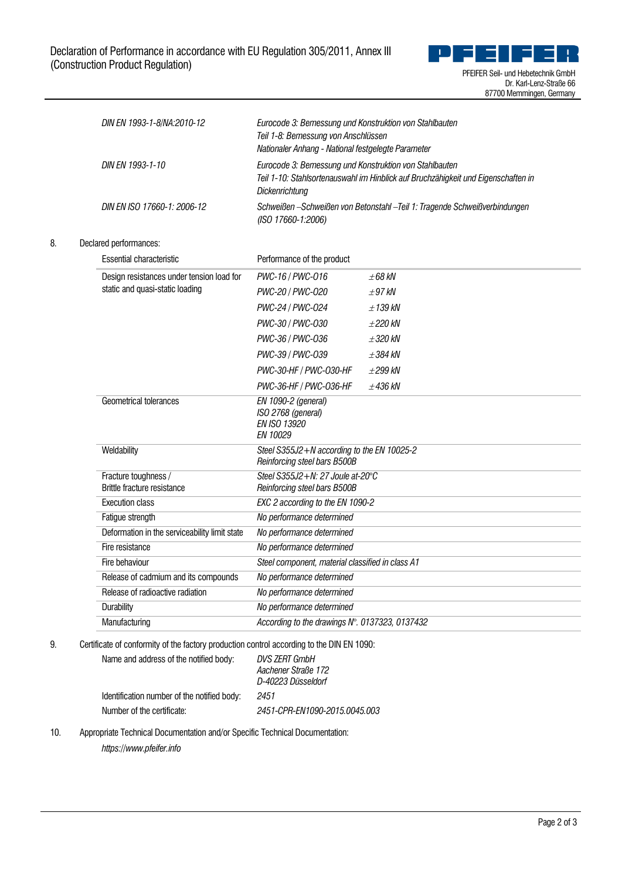| | |
|---|---|
| *DIN EN 1993-1-8/NA:2010-12* | *Eurocode 3: Bemessung und Konstruktion von Stahlbauten*<br>*Teil 1-8: Bemessung von Anschlüssen*<br>*Nationaler Anhang - National festgelegte Parameter* |
| *DIN EN 1993-1-10* | *Eurocode 3: Bemessung und Konstruktion von Stahlbauten*<br>*Teil 1-10: Stahlsortenauswahl im Hinblick auf Bruchzähigkeit und Eigenschaften in Dickenrichtung* |
| *DIN EN ISO 17660-1: 2006-12* | *Schweißen –Schweißen von Betonstahl –Teil 1: Tragende Schweißverbindungen (ISO 17660-1:2006)* |

8. Declared performances:

| Essential characteristic | Performance of the product | |
|---|---|---|
| Design resistances under tension load for static and quasi-static loading | *PWC-16 / PWC-016* | *±68 kN* |
| | *PWC-20 / PWC-020* | *±97 kN* |
| | *PWC-24 / PWC-024* | *±139 kN* |
| | *PWC-30 / PWC-030* | *±220 kN* |
| | *PWC-36 / PWC-036* | *±320 kN* |
| | *PWC-39 / PWC-039* | *±384 kN* |
| | *PWC-30-HF / PWC-030-HF* | *±299 kN* |
| | *PWC-36-HF / PWC-036-HF* | *±436 kN* |
| Geometrical tolerances | *EN 1090-2 (general)*<br>*ISO 2768 (general)*<br>*EN ISO 13920*<br>*EN 10029* | |
| Weldability | *Steel S355J2+N according to the EN 10025-2*<br>*Reinforcing steel bars B500B* | |
| Fracture toughness / Brittle fracture resistance | *Steel S355J2+N: 27 Joule at-20°C*<br>*Reinforcing steel bars B500B* | |
| Execution class | *EXC 2 according to the EN 1090-2* | |
| Fatigue strength | *No performance determined* | |
| Deformation in the serviceability limit state | *No performance determined* | |
| Fire resistance | *No performance determined* | |
| Fire behaviour | *Steel component, material classified in class A1* | |
| Release of cadmium and its compounds | *No performance determined* | |
| Release of radioactive radiation | *No performance determined* | |
| Durability | *No performance determined* | |
| Manufacturing | *According to the drawings N°. 0137323, 0137432* | |

9. Certificate of conformity of the factory production control according to the DIN EN 1090:

| | |
|---|---|
| Name and address of the notified body: | *DVS ZERT GmbH*<br>*Aachener Straße 172*<br>*D-40223 Düsseldorf* |
| Identification number of the notified body: | *2451* |
| Number of the certificate: | *2451-CPR-EN1090-2015.0045.003* |

10. Appropriate Technical Documentation and/or Specific Technical Documentation:

*https://www.pfeifer.info*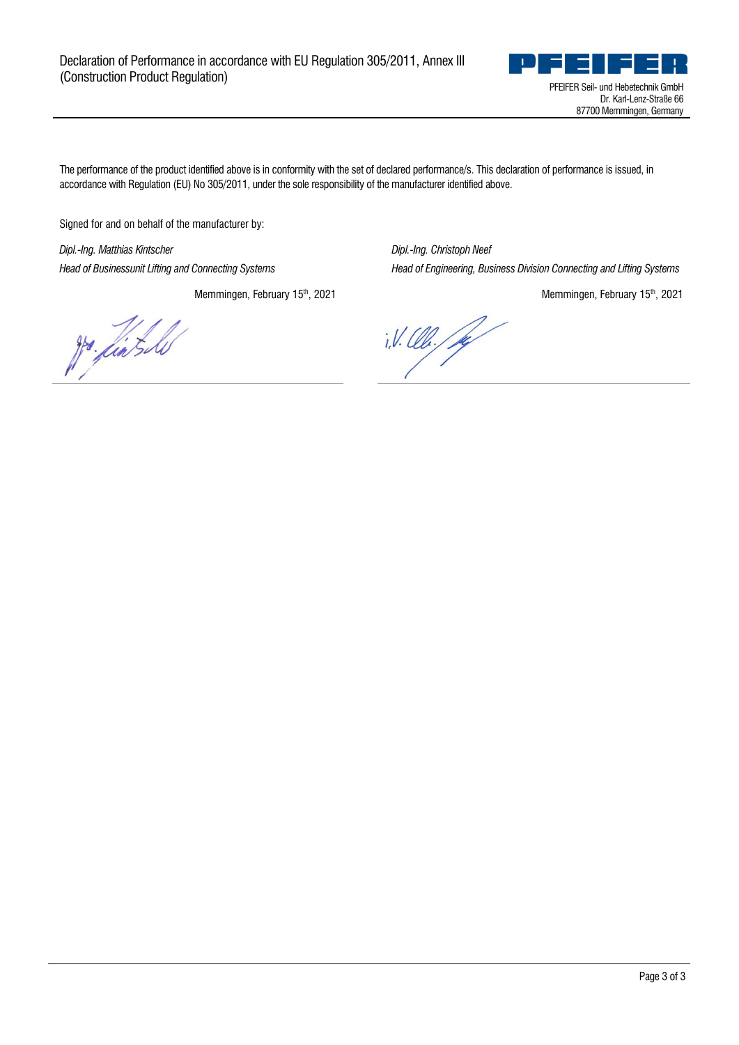The performance of the product identified above is in conformity with the set of declared performance/s. This declaration of performance is issued, in accordance with Regulation (EU) No 305/2011, under the sole responsibility of the manufacturer identified above.

Signed for and on behalf of the manufacturer by:

*Dipl.-Ing. Matthias Kintscher*
*Head of Businessunit Lifting and Connecting Systems*

Memmingen, February 15th, 2021

*Dipl.-Ing. Christoph Neef*
*Head of Engineering, Business Division Connecting and Lifting Systems*

Memmingen, February 15th, 2021